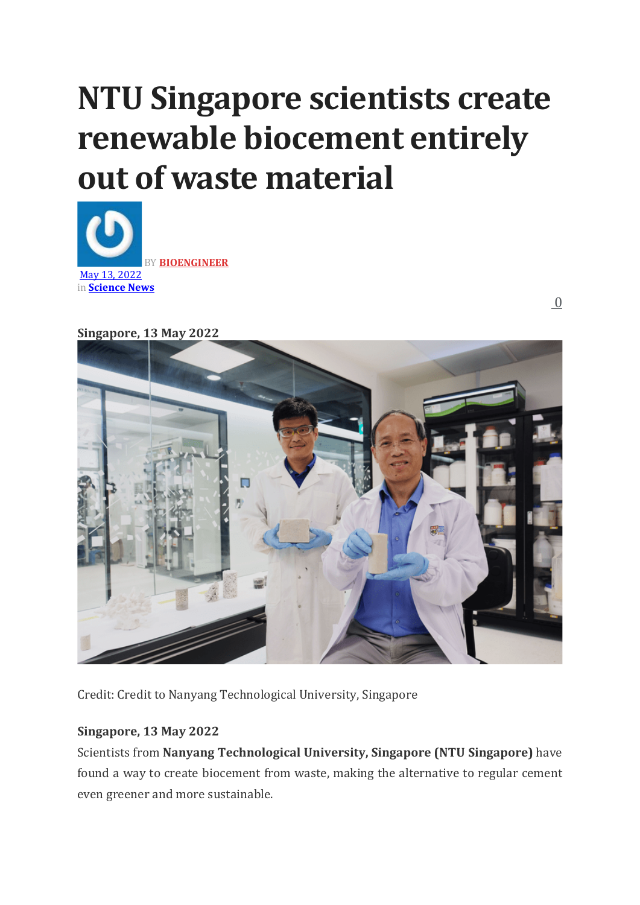# NTU Singapore scientists create renewable biocement entirely out of waste material

BY **BIOENGINEER**

May 13, 2022
in **Science News**

0

**Singapore, 13 May 2022**

Credit: Credit to Nanyang Technological University, Singapore

**Singapore, 13 May 2022**

Scientists from **Nanyang Technological University, Singapore (NTU Singapore)** have found a way to create biocement from waste, making the alternative to regular cement even greener and more sustainable.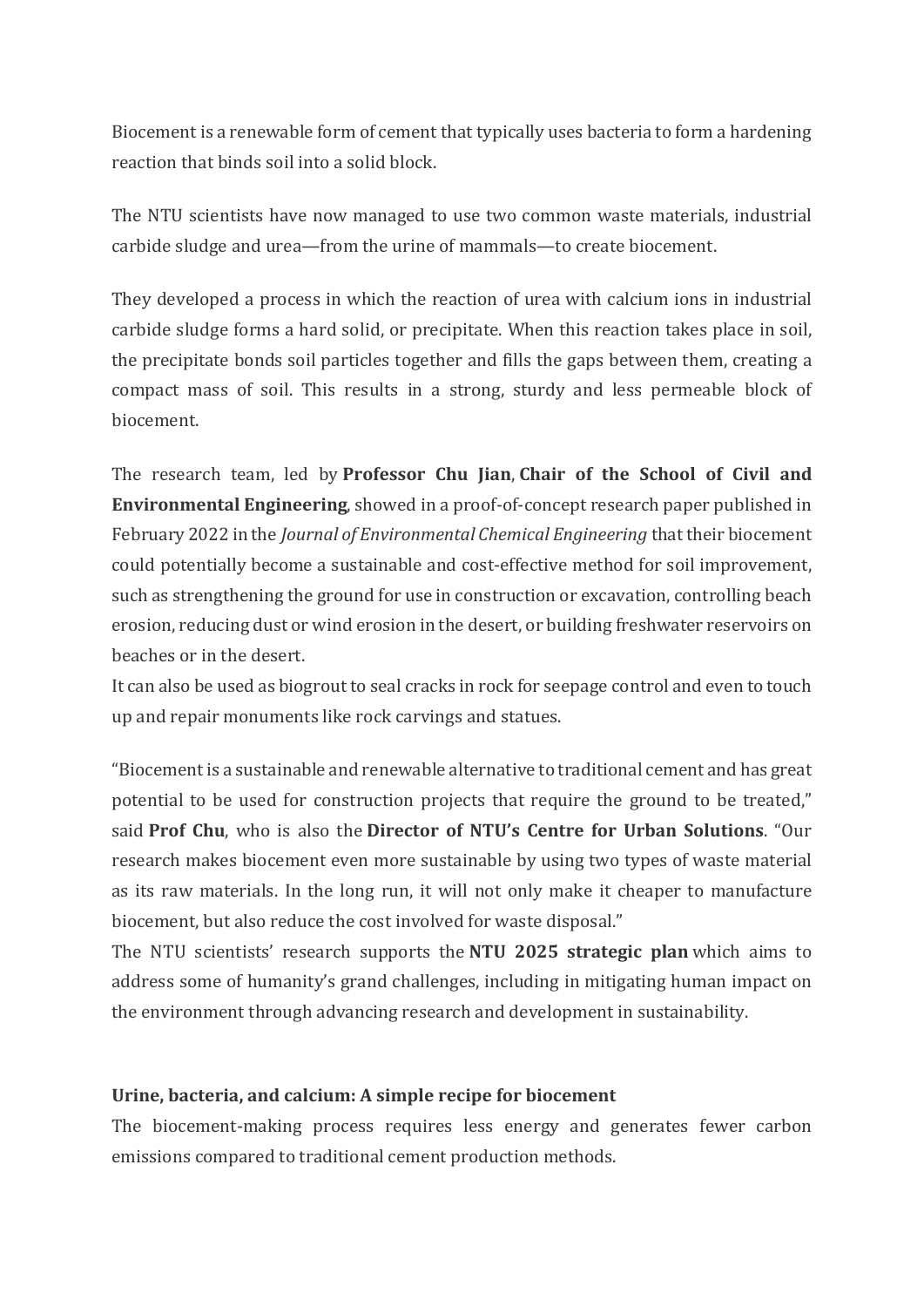Biocement is a renewable form of cement that typically uses bacteria to form a hardening reaction that binds soil into a solid block.

The NTU scientists have now managed to use two common waste materials, industrial carbide sludge and urea—from the urine of mammals—to create biocement.

They developed a process in which the reaction of urea with calcium ions in industrial carbide sludge forms a hard solid, or precipitate. When this reaction takes place in soil, the precipitate bonds soil particles together and fills the gaps between them, creating a compact mass of soil. This results in a strong, sturdy and less permeable block of biocement.

The research team, led by **Professor Chu Jian**, **Chair of the School of Civil and Environmental Engineering**, showed in a proof-of-concept research paper published in February 2022 in the *Journal of Environmental Chemical Engineering* that their biocement could potentially become a sustainable and cost-effective method for soil improvement, such as strengthening the ground for use in construction or excavation, controlling beach erosion, reducing dust or wind erosion in the desert, or building freshwater reservoirs on beaches or in the desert.

It can also be used as biogrout to seal cracks in rock for seepage control and even to touch up and repair monuments like rock carvings and statues.

"Biocement is a sustainable and renewable alternative to traditional cement and has great potential to be used for construction projects that require the ground to be treated," said **Prof Chu**, who is also the **Director of NTU's Centre for Urban Solutions**. "Our research makes biocement even more sustainable by using two types of waste material as its raw materials. In the long run, it will not only make it cheaper to manufacture biocement, but also reduce the cost involved for waste disposal."

The NTU scientists' research supports the **NTU 2025 strategic plan** which aims to address some of humanity's grand challenges, including in mitigating human impact on the environment through advancing research and development in sustainability.

**Urine, bacteria, and calcium: A simple recipe for biocement**

The biocement-making process requires less energy and generates fewer carbon emissions compared to traditional cement production methods.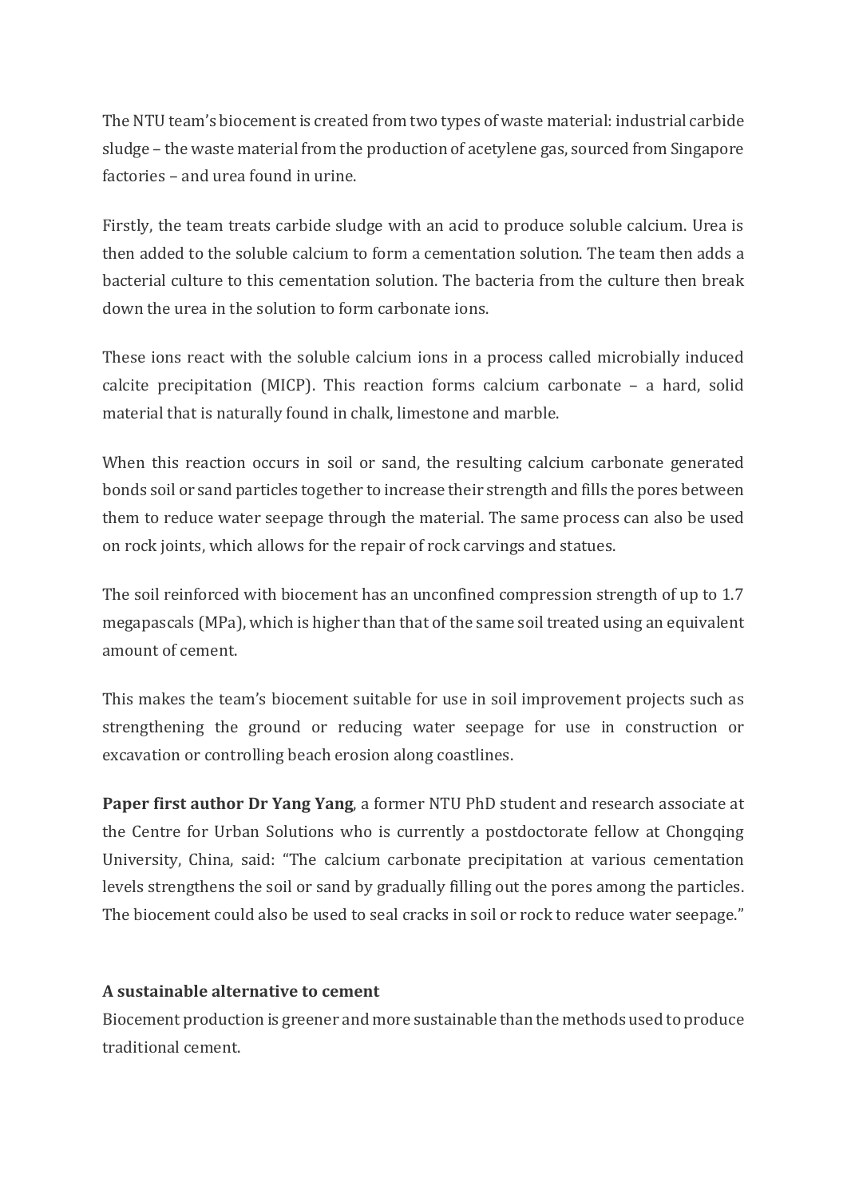The NTU team's biocement is created from two types of waste material: industrial carbide sludge – the waste material from the production of acetylene gas, sourced from Singapore factories – and urea found in urine.

Firstly, the team treats carbide sludge with an acid to produce soluble calcium. Urea is then added to the soluble calcium to form a cementation solution. The team then adds a bacterial culture to this cementation solution. The bacteria from the culture then break down the urea in the solution to form carbonate ions.

These ions react with the soluble calcium ions in a process called microbially induced calcite precipitation (MICP). This reaction forms calcium carbonate – a hard, solid material that is naturally found in chalk, limestone and marble.

When this reaction occurs in soil or sand, the resulting calcium carbonate generated bonds soil or sand particles together to increase their strength and fills the pores between them to reduce water seepage through the material. The same process can also be used on rock joints, which allows for the repair of rock carvings and statues.

The soil reinforced with biocement has an unconfined compression strength of up to 1.7 megapascals (MPa), which is higher than that of the same soil treated using an equivalent amount of cement.

This makes the team's biocement suitable for use in soil improvement projects such as strengthening the ground or reducing water seepage for use in construction or excavation or controlling beach erosion along coastlines.

**Paper first author Dr Yang Yang**, a former NTU PhD student and research associate at the Centre for Urban Solutions who is currently a postdoctorate fellow at Chongqing University, China, said: "The calcium carbonate precipitation at various cementation levels strengthens the soil or sand by gradually filling out the pores among the particles. The biocement could also be used to seal cracks in soil or rock to reduce water seepage."

**A sustainable alternative to cement**

Biocement production is greener and more sustainable than the methods used to produce traditional cement.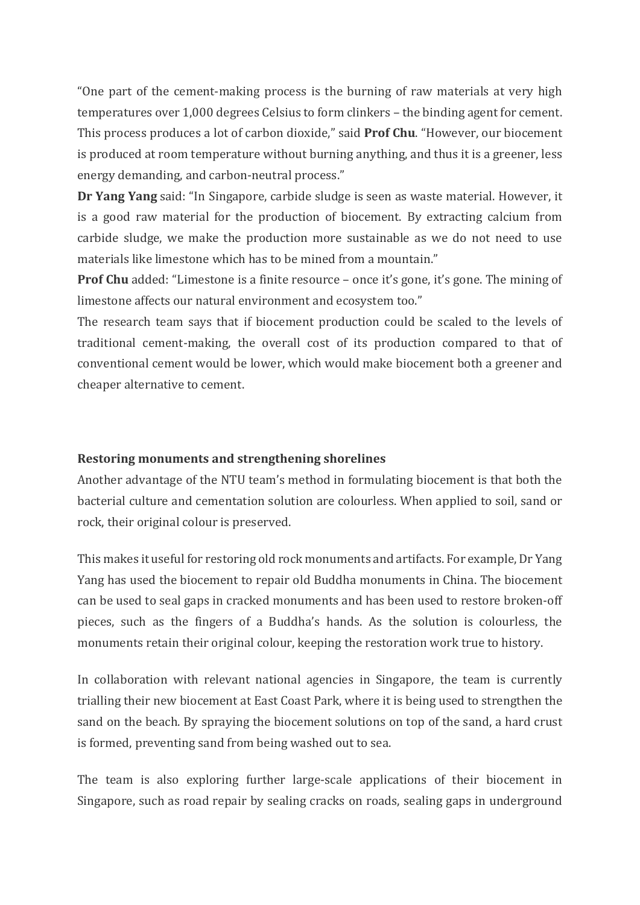"One part of the cement-making process is the burning of raw materials at very high temperatures over 1,000 degrees Celsius to form clinkers – the binding agent for cement. This process produces a lot of carbon dioxide," said **Prof Chu**. "However, our biocement is produced at room temperature without burning anything, and thus it is a greener, less energy demanding, and carbon-neutral process."

**Dr Yang Yang** said: "In Singapore, carbide sludge is seen as waste material. However, it is a good raw material for the production of biocement. By extracting calcium from carbide sludge, we make the production more sustainable as we do not need to use materials like limestone which has to be mined from a mountain."

**Prof Chu** added: "Limestone is a finite resource – once it's gone, it's gone. The mining of limestone affects our natural environment and ecosystem too."

The research team says that if biocement production could be scaled to the levels of traditional cement-making, the overall cost of its production compared to that of conventional cement would be lower, which would make biocement both a greener and cheaper alternative to cement.

**Restoring monuments and strengthening shorelines**

Another advantage of the NTU team's method in formulating biocement is that both the bacterial culture and cementation solution are colourless. When applied to soil, sand or rock, their original colour is preserved.

This makes it useful for restoring old rock monuments and artifacts. For example, Dr Yang Yang has used the biocement to repair old Buddha monuments in China. The biocement can be used to seal gaps in cracked monuments and has been used to restore broken-off pieces, such as the fingers of a Buddha's hands. As the solution is colourless, the monuments retain their original colour, keeping the restoration work true to history.

In collaboration with relevant national agencies in Singapore, the team is currently trialling their new biocement at East Coast Park, where it is being used to strengthen the sand on the beach. By spraying the biocement solutions on top of the sand, a hard crust is formed, preventing sand from being washed out to sea.

The team is also exploring further large-scale applications of their biocement in Singapore, such as road repair by sealing cracks on roads, sealing gaps in underground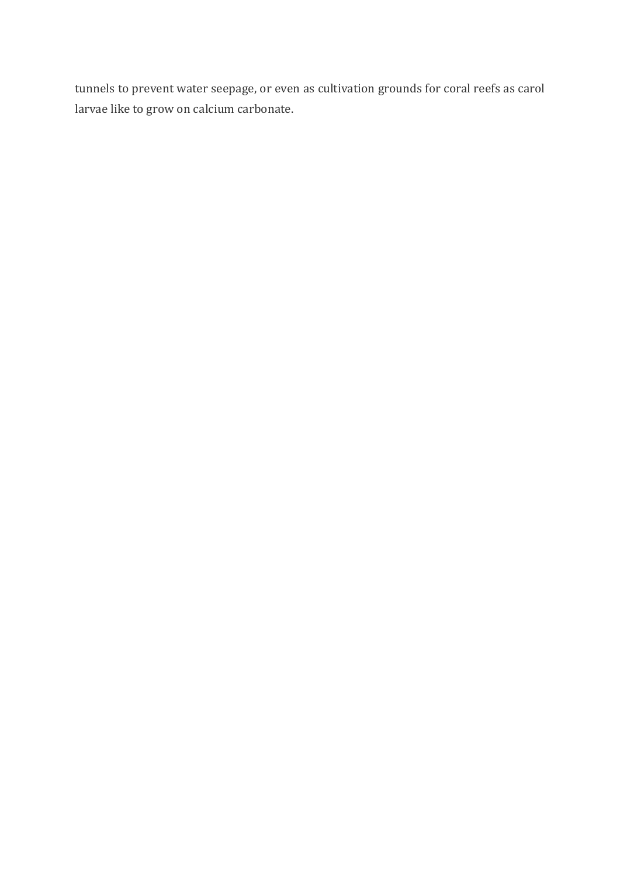tunnels to prevent water seepage, or even as cultivation grounds for coral reefs as carol larvae like to grow on calcium carbonate.